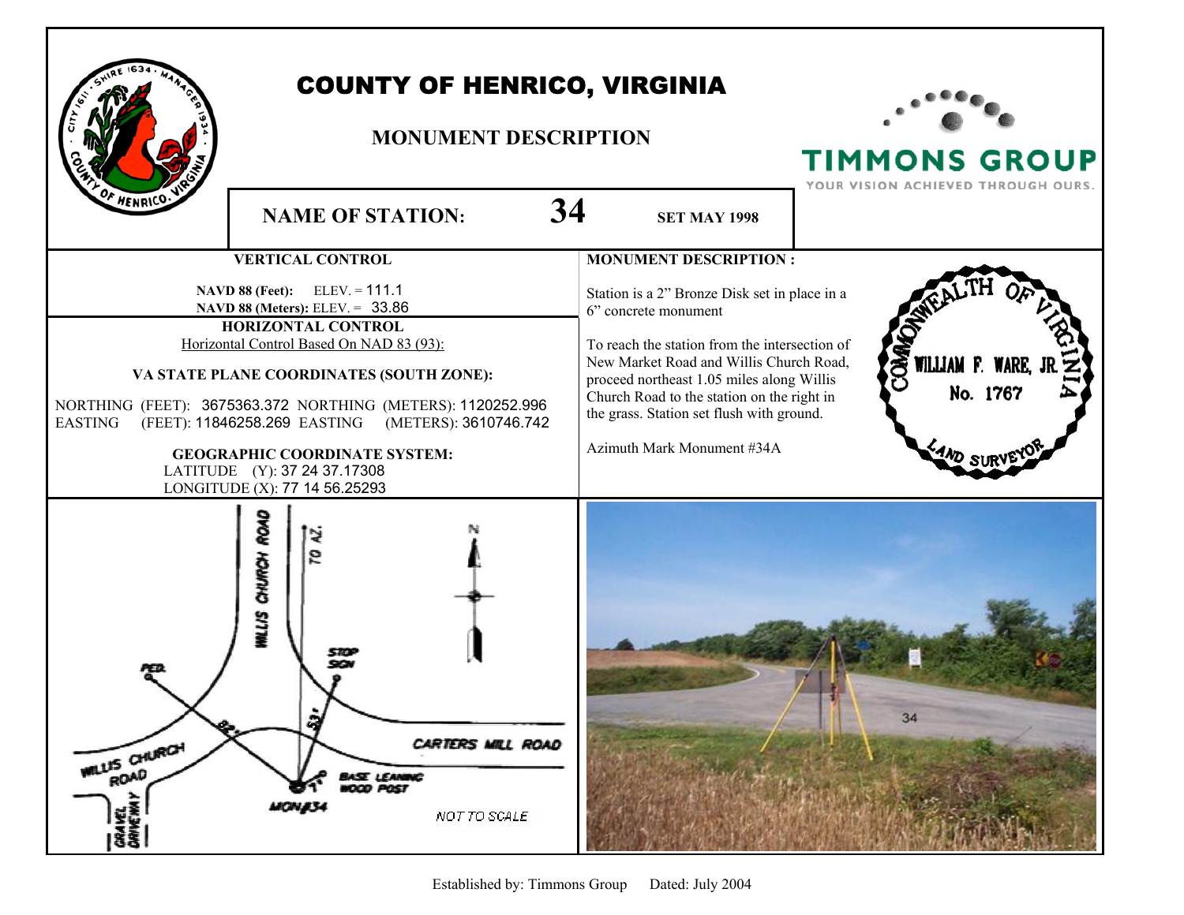# COUNTY OF HENRICO, VIRGINIA

## MONUMENT DESCRIPTION

TIMMONS GROUP
YOUR VISION ACHIEVED THROUGH OURS.

**NAME OF STATION:** **34** **SET MAY 1998**

### VERTICAL CONTROL

**NAVD 88 (Feet):** ELEV. = 111.1
**NAVD 88 (Meters):** ELEV. = 33.86

### HORIZONTAL CONTROL

Horizontal Control Based On NAD 83 (93):

**VA STATE PLANE COORDINATES (SOUTH ZONE):**

NORTHING (FEET): 3675363.372 NORTHING (METERS): 1120252.996
EASTING (FEET): 11846258.269 EASTING (METERS): 3610746.742

**GEOGRAPHIC COORDINATE SYSTEM:**

LATITUDE (Y): 37 24 37.17308
LONGITUDE (X): 77 14 56.25293

### MONUMENT DESCRIPTION :

Station is a 2" Bronze Disk set in place in a 6" concrete monument

To reach the station from the intersection of New Market Road and Willis Church Road, proceed northeast 1.05 miles along Willis Church Road to the station on the right in the grass. Station set flush with ground.

Azimuth Mark Monument #34A

COMMONWEALTH OF VIRGINIA
WILLIAM F. WARE, JR.
No. 1767
LAND SURVEYOR

WILLIS CHURCH ROAD
TO AZ.
N
PED.
STOP SIGN
82'
53'
CARTERS MILL ROAD
WILLIS CHURCH ROAD
1'
BASE LEANING WOOD POST
MON#34
GRAVEL DRIVEWAY
NOT TO SCALE

34

Established by: Timmons Group Dated: July 2004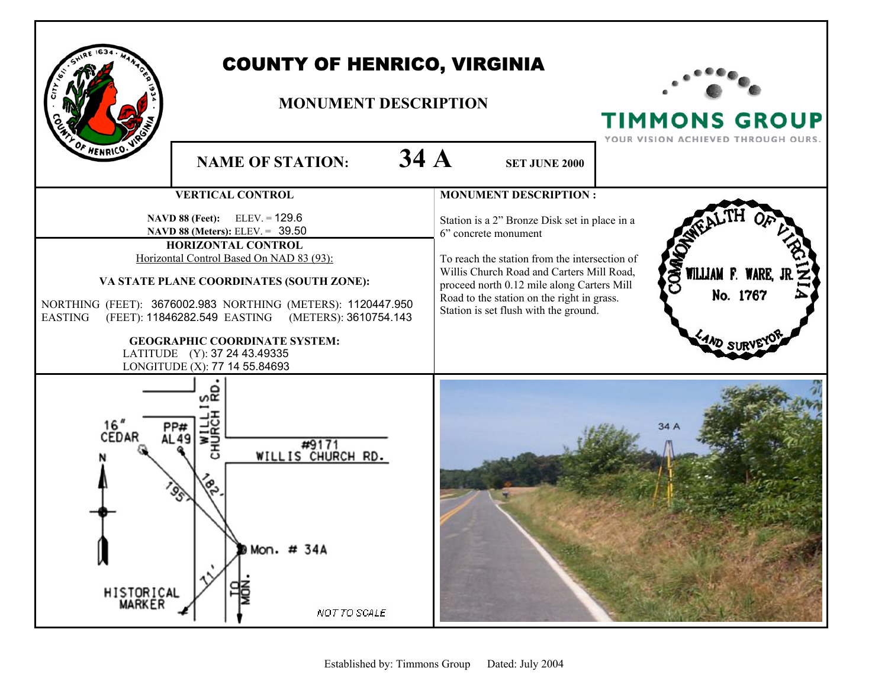# COUNTY OF HENRICO, VIRGINIA

## MONUMENT DESCRIPTION

TIMMONS GROUP
YOUR VISION ACHIEVED THROUGH OURS.

**NAME OF STATION:** **34 A** **SET JUNE 2000**

### VERTICAL CONTROL

**NAVD 88 (Feet):** ELEV. = 129.6
**NAVD 88 (Meters):** ELEV. = 39.50

### HORIZONTAL CONTROL

Horizontal Control Based On NAD 83 (93):

**VA STATE PLANE COORDINATES (SOUTH ZONE):**

NORTHING (FEET): 3676002.983 NORTHING (METERS): 1120447.950
EASTING (FEET): 11846282.549 EASTING (METERS): 3610754.143

**GEOGRAPHIC COORDINATE SYSTEM:**

LATITUDE (Y): 37 24 43.49335
LONGITUDE (X): 77 14 55.84693

### MONUMENT DESCRIPTION :

Station is a 2" Bronze Disk set in place in a 6" concrete monument

To reach the station from the intersection of Willis Church Road and Carters Mill Road, proceed north 0.12 mile along Carters Mill Road to the station on the right in grass. Station is set flush with the ground.

COMMONWEALTH OF VIRGINIA
WILLIAM F. WARE, JR.
No. 1767
LAND SURVEYOR

16" CEDAR
PP# AL49
WILLIS CHURCH RD.
#9171 WILLIS CHURCH RD.
N
195'
182'
71'
Mon. # 34A
HISTORICAL MARKER
TO MON.
NOT TO SCALE

34 A

Established by: Timmons Group Dated: July 2004